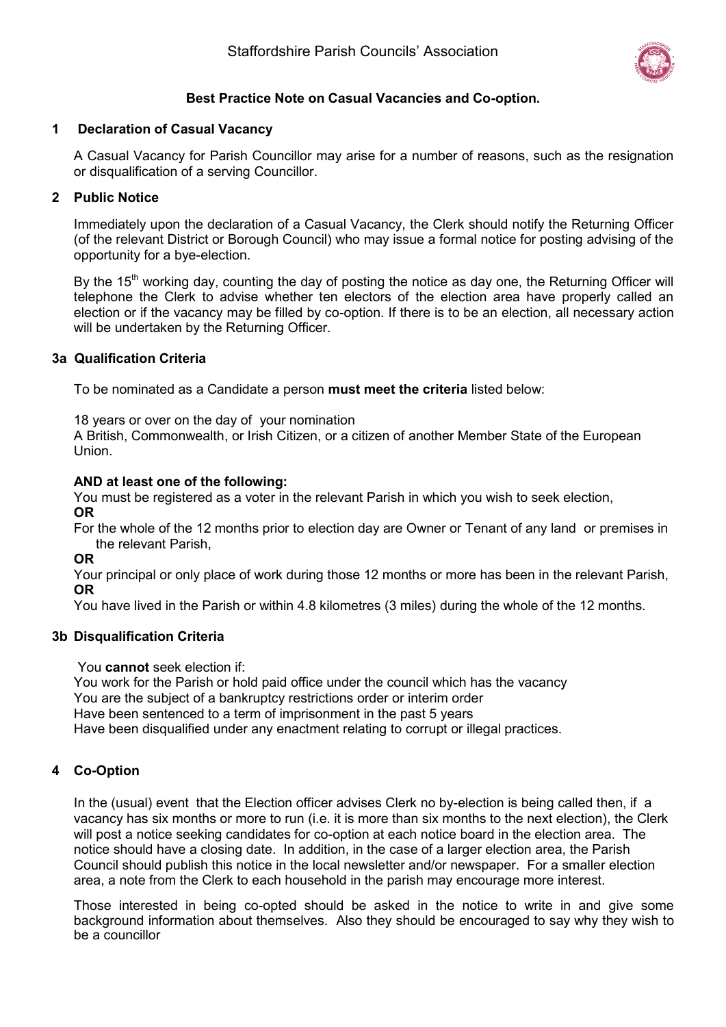Staffordshire Parish Councils' Association

**Best Practice Note on Casual Vacancies and Co-option.**

## 1 Declaration of Casual Vacancy

A Casual Vacancy for Parish Councillor may arise for a number of reasons, such as the resignation or disqualification of a serving Councillor.

## 2 Public Notice

Immediately upon the declaration of a Casual Vacancy, the Clerk should notify the Returning Officer (of the relevant District or Borough Council) who may issue a formal notice for posting advising of the opportunity for a bye-election.

By the 15th working day, counting the day of posting the notice as day one, the Returning Officer will telephone the Clerk to advise whether ten electors of the election area have properly called an election or if the vacancy may be filled by co-option. If there is to be an election, all necessary action will be undertaken by the Returning Officer.

## 3a Qualification Criteria

To be nominated as a Candidate a person **must meet the criteria** listed below:

18 years or over on the day of your nomination
A British, Commonwealth, or Irish Citizen, or a citizen of another Member State of the European Union.

**AND at least one of the following:**
You must be registered as a voter in the relevant Parish in which you wish to seek election,
**OR**
For the whole of the 12 months prior to election day are Owner or Tenant of any land or premises in the relevant Parish,
**OR**
Your principal or only place of work during those 12 months or more has been in the relevant Parish,
**OR**
You have lived in the Parish or within 4.8 kilometres (3 miles) during the whole of the 12 months.

## 3b Disqualification Criteria

You **cannot** seek election if:
You work for the Parish or hold paid office under the council which has the vacancy
You are the subject of a bankruptcy restrictions order or interim order
Have been sentenced to a term of imprisonment in the past 5 years
Have been disqualified under any enactment relating to corrupt or illegal practices.

## 4 Co-Option

In the (usual) event that the Election officer advises Clerk no by-election is being called then, if a vacancy has six months or more to run (i.e. it is more than six months to the next election), the Clerk will post a notice seeking candidates for co-option at each notice board in the election area. The notice should have a closing date. In addition, in the case of a larger election area, the Parish Council should publish this notice in the local newsletter and/or newspaper. For a smaller election area, a note from the Clerk to each household in the parish may encourage more interest.

Those interested in being co-opted should be asked in the notice to write in and give some background information about themselves. Also they should be encouraged to say why they wish to be a councillor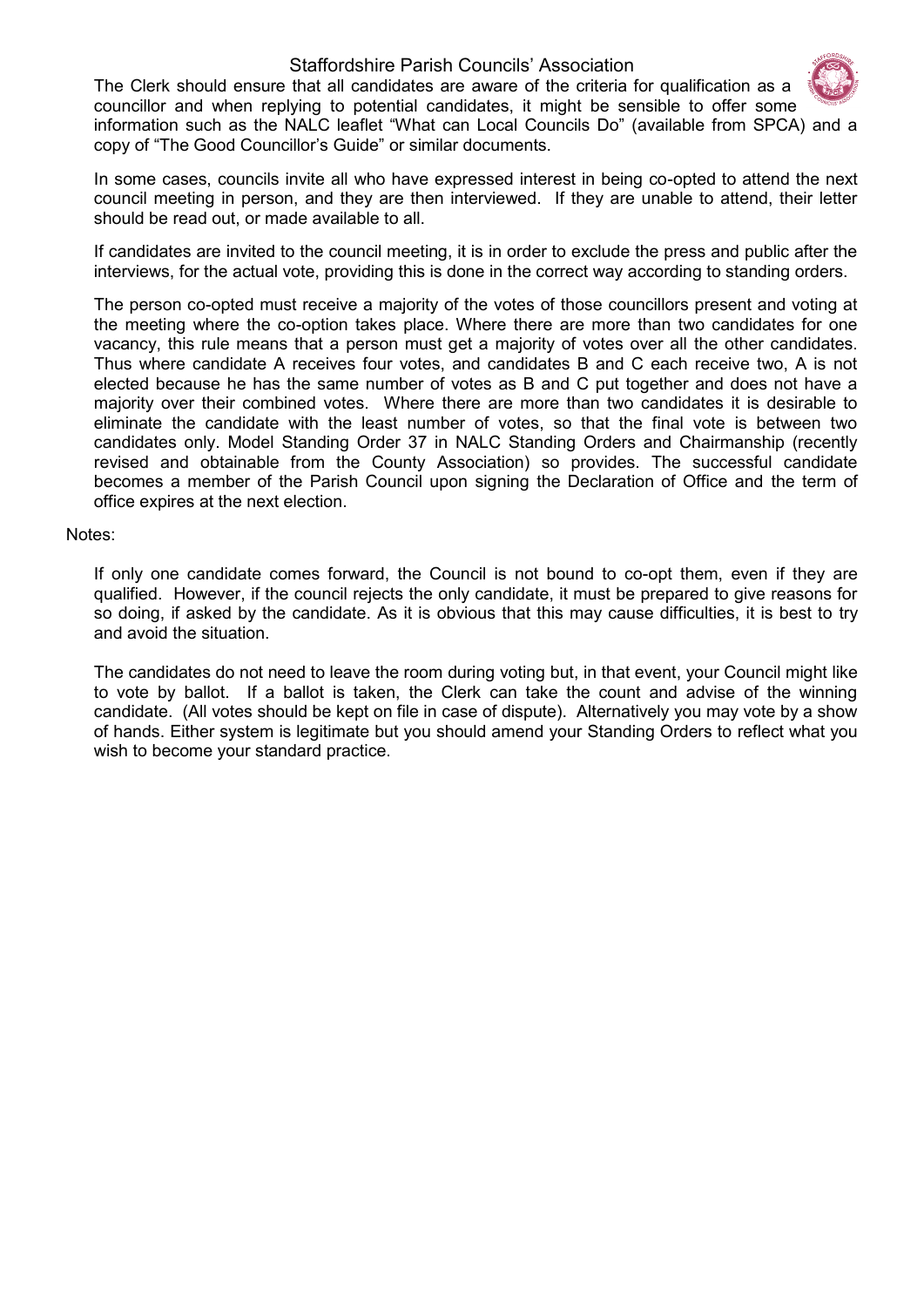The Clerk should ensure that all candidates are aware of the criteria for qualification as a councillor and when replying to potential candidates, it might be sensible to offer some information such as the NALC leaflet "What can Local Councils Do" (available from SPCA) and a copy of "The Good Councillor's Guide" or similar documents.

In some cases, councils invite all who have expressed interest in being co-opted to attend the next council meeting in person, and they are then interviewed. If they are unable to attend, their letter should be read out, or made available to all.

If candidates are invited to the council meeting, it is in order to exclude the press and public after the interviews, for the actual vote, providing this is done in the correct way according to standing orders.

The person co-opted must receive a majority of the votes of those councillors present and voting at the meeting where the co-option takes place. Where there are more than two candidates for one vacancy, this rule means that a person must get a majority of votes over all the other candidates. Thus where candidate A receives four votes, and candidates B and C each receive two, A is not elected because he has the same number of votes as B and C put together and does not have a majority over their combined votes. Where there are more than two candidates it is desirable to eliminate the candidate with the least number of votes, so that the final vote is between two candidates only. Model Standing Order 37 in NALC Standing Orders and Chairmanship (recently revised and obtainable from the County Association) so provides. The successful candidate becomes a member of the Parish Council upon signing the Declaration of Office and the term of office expires at the next election.

Notes:

If only one candidate comes forward, the Council is not bound to co-opt them, even if they are qualified. However, if the council rejects the only candidate, it must be prepared to give reasons for so doing, if asked by the candidate. As it is obvious that this may cause difficulties, it is best to try and avoid the situation.

The candidates do not need to leave the room during voting but, in that event, your Council might like to vote by ballot. If a ballot is taken, the Clerk can take the count and advise of the winning candidate. (All votes should be kept on file in case of dispute). Alternatively you may vote by a show of hands. Either system is legitimate but you should amend your Standing Orders to reflect what you wish to become your standard practice.